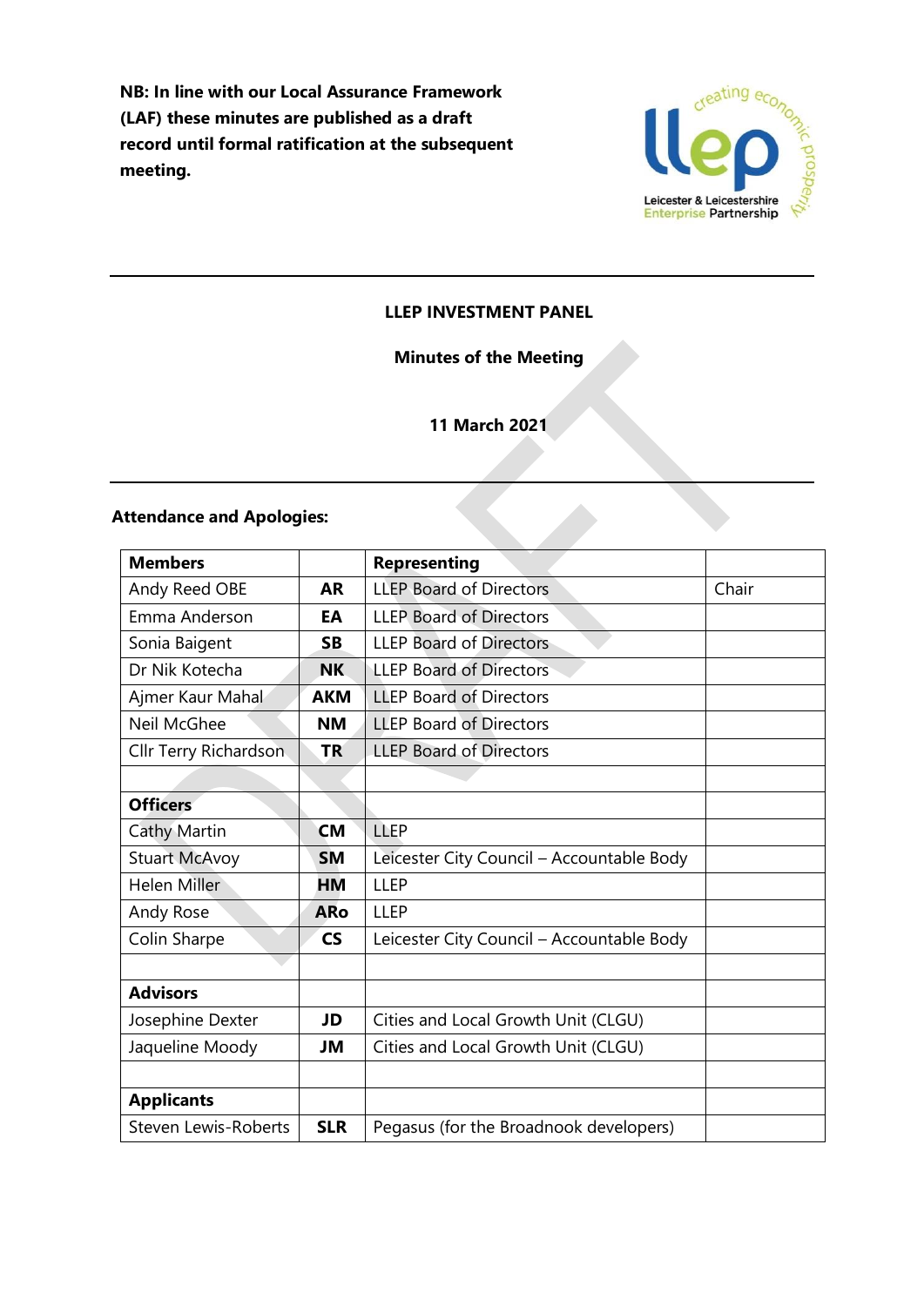**NB: In line with our Local Assurance Framework (LAF) these minutes are published as a draft record until formal ratification at the subsequent meeting.**

---

## LLEP INVESTMENT PANEL

### Minutes of the Meeting

### 11 March 2021

---

**Attendance and Apologies:**

| **Members** | | **Representing** | |
|---|---|---|---|
| Andy Reed OBE | **AR** | LLEP Board of Directors | Chair |
| Emma Anderson | **EA** | LLEP Board of Directors | |
| Sonia Baigent | **SB** | LLEP Board of Directors | |
| Dr Nik Kotecha | **NK** | LLEP Board of Directors | |
| Ajmer Kaur Mahal | **AKM** | LLEP Board of Directors | |
| Neil McGhee | **NM** | LLEP Board of Directors | |
| Cllr Terry Richardson | **TR** | LLEP Board of Directors | |
| | | | |
| **Officers** | | | |
| Cathy Martin | **CM** | LLEP | |
| Stuart McAvoy | **SM** | Leicester City Council – Accountable Body | |
| Helen Miller | **HM** | LLEP | |
| Andy Rose | **ARo** | LLEP | |
| Colin Sharpe | **CS** | Leicester City Council – Accountable Body | |
| | | | |
| **Advisors** | | | |
| Josephine Dexter | **JD** | Cities and Local Growth Unit (CLGU) | |
| Jaqueline Moody | **JM** | Cities and Local Growth Unit (CLGU) | |
| | | | |
| **Applicants** | | | |
| Steven Lewis-Roberts | **SLR** | Pegasus (for the Broadnook developers) | |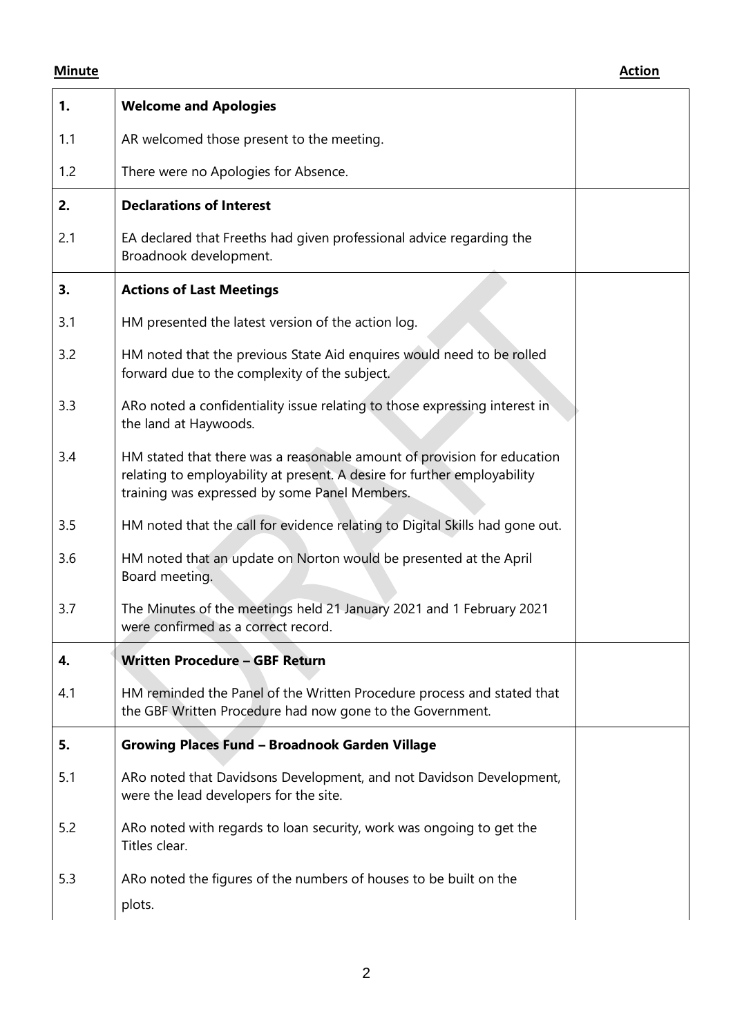| Minute | | Action |
|---|---|---|
| **1.** | **Welcome and Apologies** | |
| 1.1 | AR welcomed those present to the meeting. | |
| 1.2 | There were no Apologies for Absence. | |
| **2.** | **Declarations of Interest** | |
| 2.1 | EA declared that Freeths had given professional advice regarding the Broadnook development. | |
| **3.** | **Actions of Last Meetings** | |
| 3.1 | HM presented the latest version of the action log. | |
| 3.2 | HM noted that the previous State Aid enquires would need to be rolled forward due to the complexity of the subject. | |
| 3.3 | ARo noted a confidentiality issue relating to those expressing interest in the land at Haywoods. | |
| 3.4 | HM stated that there was a reasonable amount of provision for education relating to employability at present. A desire for further employability training was expressed by some Panel Members. | |
| 3.5 | HM noted that the call for evidence relating to Digital Skills had gone out. | |
| 3.6 | HM noted that an update on Norton would be presented at the April Board meeting. | |
| 3.7 | The Minutes of the meetings held 21 January 2021 and 1 February 2021 were confirmed as a correct record. | |
| **4.** | **Written Procedure – GBF Return** | |
| 4.1 | HM reminded the Panel of the Written Procedure process and stated that the GBF Written Procedure had now gone to the Government. | |
| **5.** | **Growing Places Fund – Broadnook Garden Village** | |
| 5.1 | ARo noted that Davidsons Development, and not Davidson Development, were the lead developers for the site. | |
| 5.2 | ARo noted with regards to loan security, work was ongoing to get the Titles clear. | |
| 5.3 | ARo noted the figures of the numbers of houses to be built on the plots. | |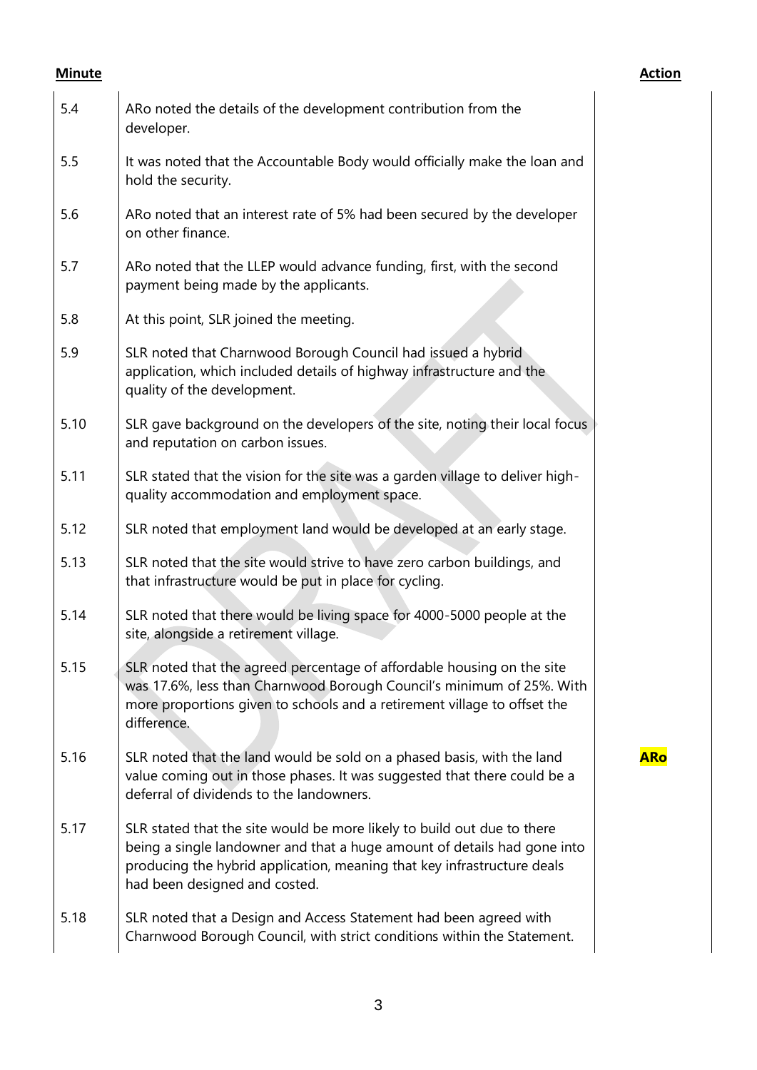| Minute | | Action |
|---|---|---|
| 5.4 | ARo noted the details of the development contribution from the developer. | |
| 5.5 | It was noted that the Accountable Body would officially make the loan and hold the security. | |
| 5.6 | ARo noted that an interest rate of 5% had been secured by the developer on other finance. | |
| 5.7 | ARo noted that the LLEP would advance funding, first, with the second payment being made by the applicants. | |
| 5.8 | At this point, SLR joined the meeting. | |
| 5.9 | SLR noted that Charnwood Borough Council had issued a hybrid application, which included details of highway infrastructure and the quality of the development. | |
| 5.10 | SLR gave background on the developers of the site, noting their local focus and reputation on carbon issues. | |
| 5.11 | SLR stated that the vision for the site was a garden village to deliver high-quality accommodation and employment space. | |
| 5.12 | SLR noted that employment land would be developed at an early stage. | |
| 5.13 | SLR noted that the site would strive to have zero carbon buildings, and that infrastructure would be put in place for cycling. | |
| 5.14 | SLR noted that there would be living space for 4000-5000 people at the site, alongside a retirement village. | |
| 5.15 | SLR noted that the agreed percentage of affordable housing on the site was 17.6%, less than Charnwood Borough Council's minimum of 25%. With more proportions given to schools and a retirement village to offset the difference. | |
| 5.16 | SLR noted that the land would be sold on a phased basis, with the land value coming out in those phases. It was suggested that there could be a deferral of dividends to the landowners. | **ARo** |
| 5.17 | SLR stated that the site would be more likely to build out due to there being a single landowner and that a huge amount of details had gone into producing the hybrid application, meaning that key infrastructure deals had been designed and costed. | |
| 5.18 | SLR noted that a Design and Access Statement had been agreed with Charnwood Borough Council, with strict conditions within the Statement. | |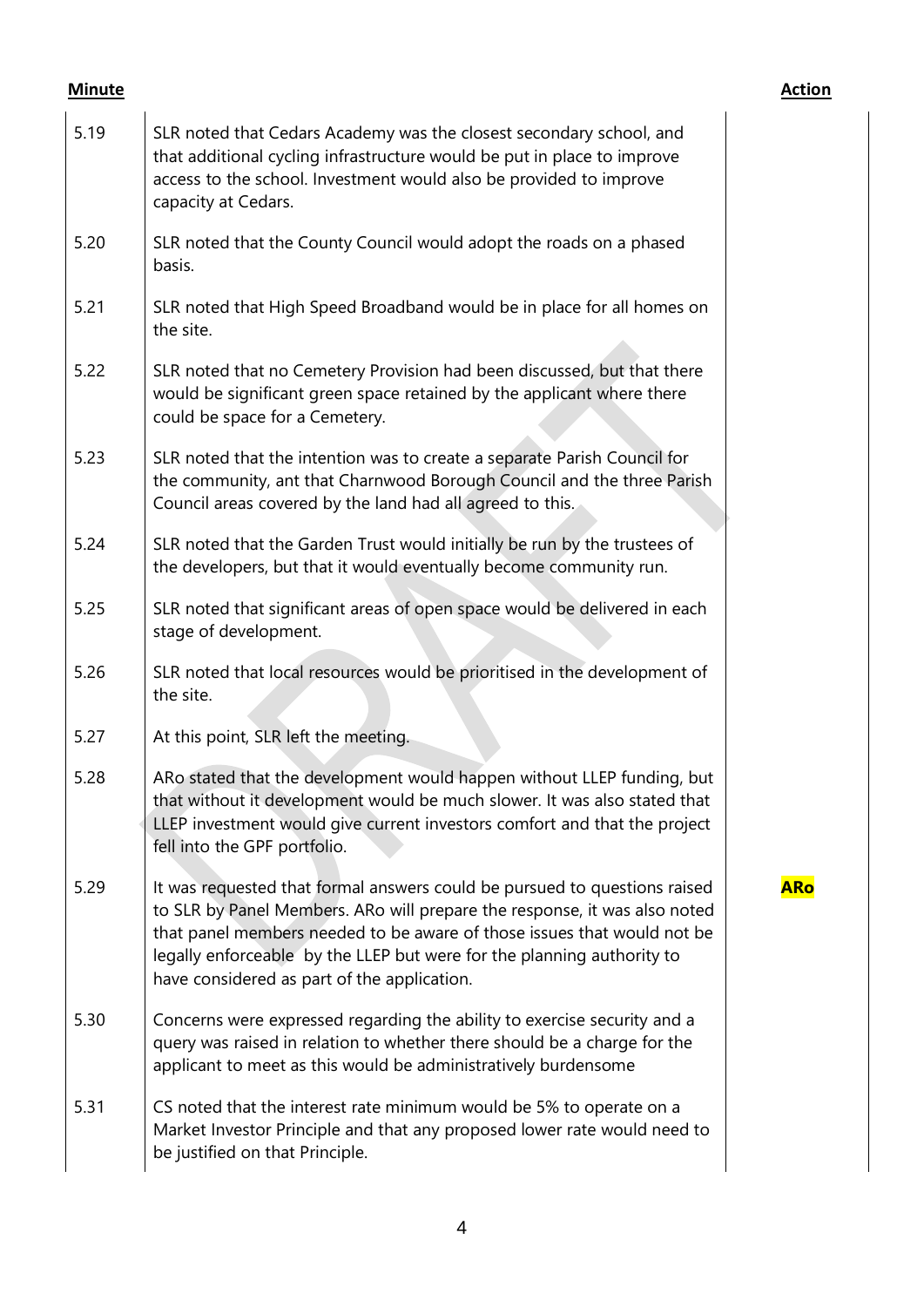| Minute | | Action |
|---|---|---|
| 5.19 | SLR noted that Cedars Academy was the closest secondary school, and that additional cycling infrastructure would be put in place to improve access to the school. Investment would also be provided to improve capacity at Cedars. | |
| 5.20 | SLR noted that the County Council would adopt the roads on a phased basis. | |
| 5.21 | SLR noted that High Speed Broadband would be in place for all homes on the site. | |
| 5.22 | SLR noted that no Cemetery Provision had been discussed, but that there would be significant green space retained by the applicant where there could be space for a Cemetery. | |
| 5.23 | SLR noted that the intention was to create a separate Parish Council for the community, ant that Charnwood Borough Council and the three Parish Council areas covered by the land had all agreed to this. | |
| 5.24 | SLR noted that the Garden Trust would initially be run by the trustees of the developers, but that it would eventually become community run. | |
| 5.25 | SLR noted that significant areas of open space would be delivered in each stage of development. | |
| 5.26 | SLR noted that local resources would be prioritised in the development of the site. | |
| 5.27 | At this point, SLR left the meeting. | |
| 5.28 | ARo stated that the development would happen without LLEP funding, but that without it development would be much slower. It was also stated that LLEP investment would give current investors comfort and that the project fell into the GPF portfolio. | |
| 5.29 | It was requested that formal answers could be pursued to questions raised to SLR by Panel Members. ARo will prepare the response, it was also noted that panel members needed to be aware of those issues that would not be legally enforceable by the LLEP but were for the planning authority to have considered as part of the application. | **ARo** |
| 5.30 | Concerns were expressed regarding the ability to exercise security and a query was raised in relation to whether there should be a charge for the applicant to meet as this would be administratively burdensome | |
| 5.31 | CS noted that the interest rate minimum would be 5% to operate on a Market Investor Principle and that any proposed lower rate would need to be justified on that Principle. | |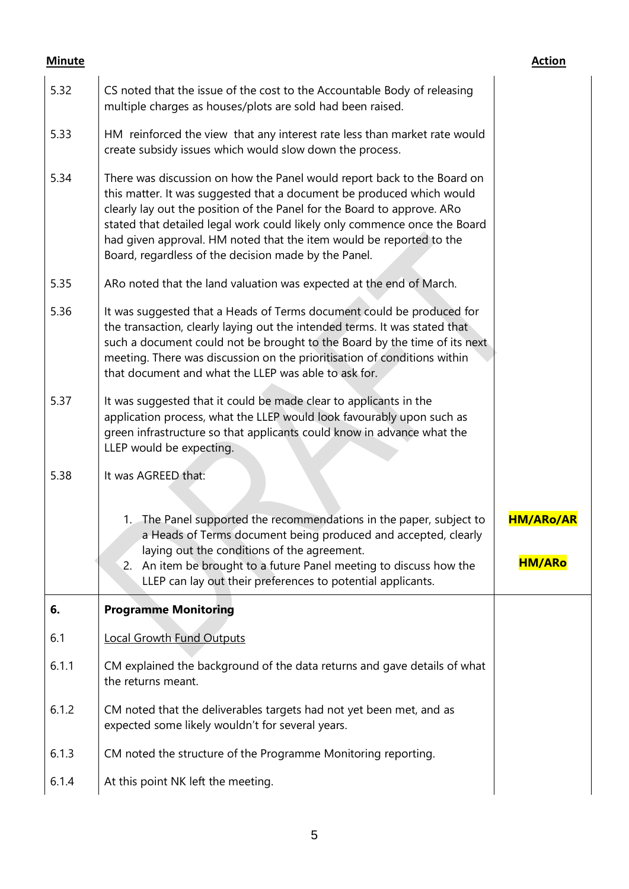| Minute | | Action |
|---|---|---|
| 5.32 | CS noted that the issue of the cost to the Accountable Body of releasing multiple charges as houses/plots are sold had been raised. | |
| 5.33 | HM reinforced the view that any interest rate less than market rate would create subsidy issues which would slow down the process. | |
| 5.34 | There was discussion on how the Panel would report back to the Board on this matter. It was suggested that a document be produced which would clearly lay out the position of the Panel for the Board to approve. ARo stated that detailed legal work could likely only commence once the Board had given approval. HM noted that the item would be reported to the Board, regardless of the decision made by the Panel. | |
| 5.35 | ARo noted that the land valuation was expected at the end of March. | |
| 5.36 | It was suggested that a Heads of Terms document could be produced for the transaction, clearly laying out the intended terms. It was stated that such a document could not be brought to the Board by the time of its next meeting. There was discussion on the prioritisation of conditions within that document and what the LLEP was able to ask for. | |
| 5.37 | It was suggested that it could be made clear to applicants in the application process, what the LLEP would look favourably upon such as green infrastructure so that applicants could know in advance what the LLEP would be expecting. | |
| 5.38 | It was AGREED that: | |
| | 1. The Panel supported the recommendations in the paper, subject to a Heads of Terms document being produced and accepted, clearly laying out the conditions of the agreement. | **HM/ARo/AR** |
| | 2. An item be brought to a future Panel meeting to discuss how the LLEP can lay out their preferences to potential applicants. | **HM/ARo** |
| **6.** | **Programme Monitoring** | |
| 6.1 | Local Growth Fund Outputs | |
| 6.1.1 | CM explained the background of the data returns and gave details of what the returns meant. | |
| 6.1.2 | CM noted that the deliverables targets had not yet been met, and as expected some likely wouldn't for several years. | |
| 6.1.3 | CM noted the structure of the Programme Monitoring reporting. | |
| 6.1.4 | At this point NK left the meeting. | |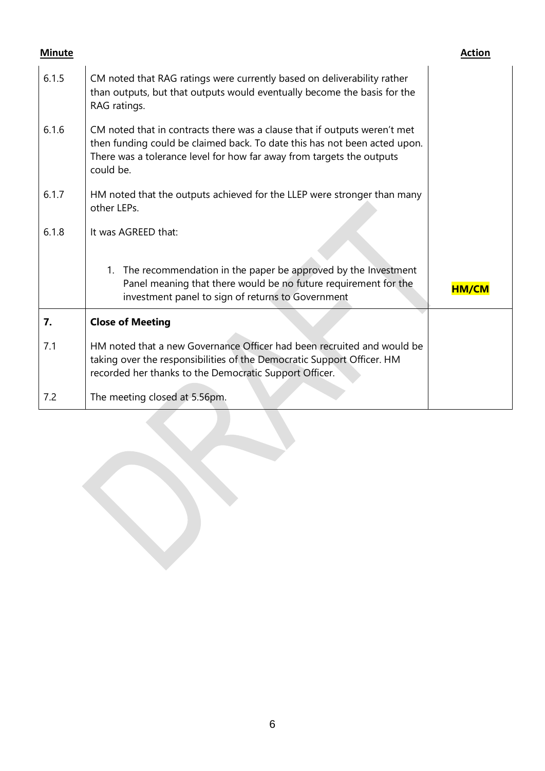| Minute | | Action |
|---|---|---|
| 6.1.5 | CM noted that RAG ratings were currently based on deliverability rather than outputs, but that outputs would eventually become the basis for the RAG ratings. | |
| 6.1.6 | CM noted that in contracts there was a clause that if outputs weren't met then funding could be claimed back. To date this has not been acted upon. There was a tolerance level for how far away from targets the outputs could be. | |
| 6.1.7 | HM noted that the outputs achieved for the LLEP were stronger than many other LEPs. | |
| 6.1.8 | It was AGREED that:<br><br>1. The recommendation in the paper be approved by the Investment Panel meaning that there would be no future requirement for the investment panel to sign of returns to Government | **HM/CM** |
| **7.** | **Close of Meeting** | |
| 7.1 | HM noted that a new Governance Officer had been recruited and would be taking over the responsibilities of the Democratic Support Officer. HM recorded her thanks to the Democratic Support Officer. | |
| 7.2 | The meeting closed at 5.56pm. | |